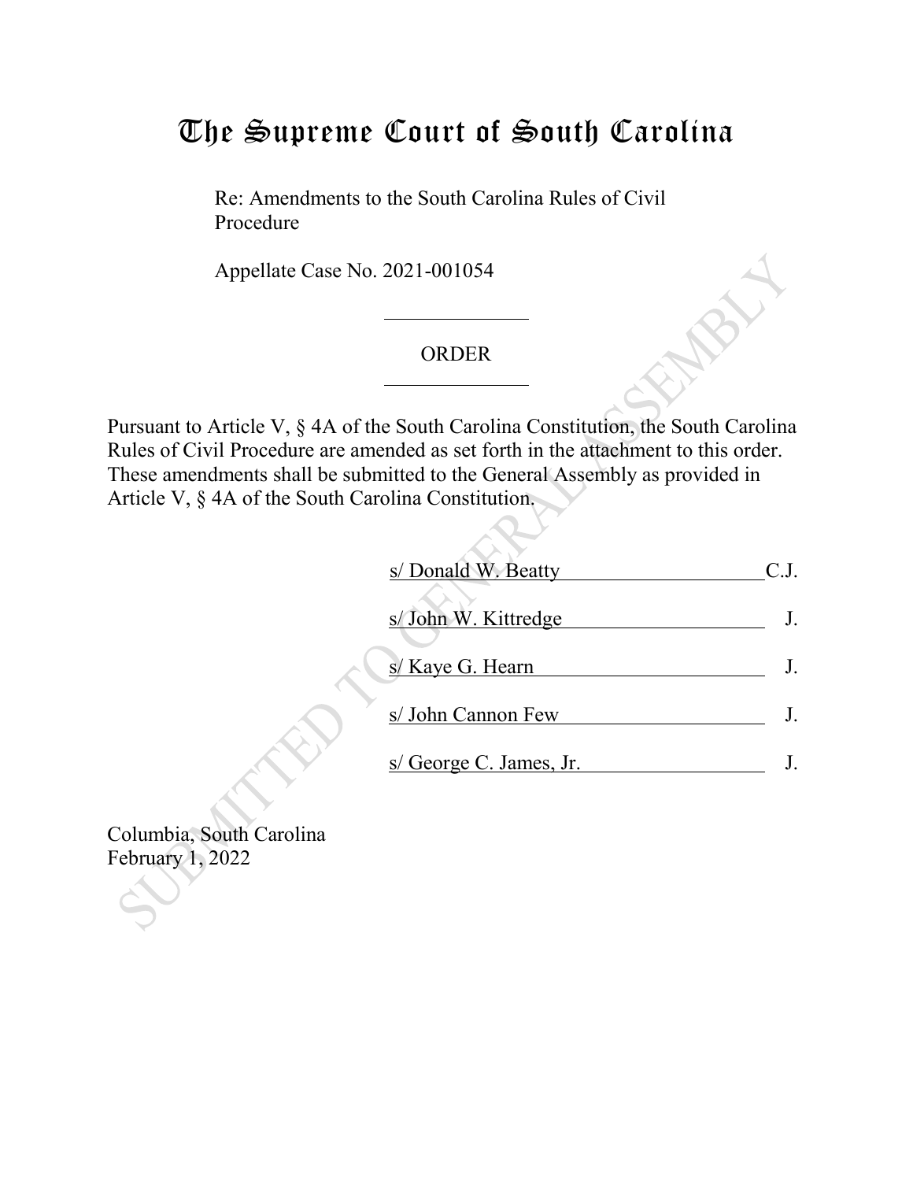# The Supreme Court of South Carolina

Re: Amendments to the South Carolina Rules of Civil Procedure

Appellate Case No. 2021-001054

---

ORDER

---

Pursuant to Article V, § 4A of the South Carolina Constitution, the South Carolina Rules of Civil Procedure are amended as set forth in the attachment to this order. These amendments shall be submitted to the General Assembly as provided in Article V, § 4A of the South Carolina Constitution.

s/ Donald W. Beatty C.J.

s/ John W. Kittredge J.

s/ Kaye G. Hearn J.

s/ John Cannon Few J.

s/ George C. James, Jr. J.

Columbia, South Carolina
February 1, 2022

SUBMITTED TO GENERAL ASSEMBLY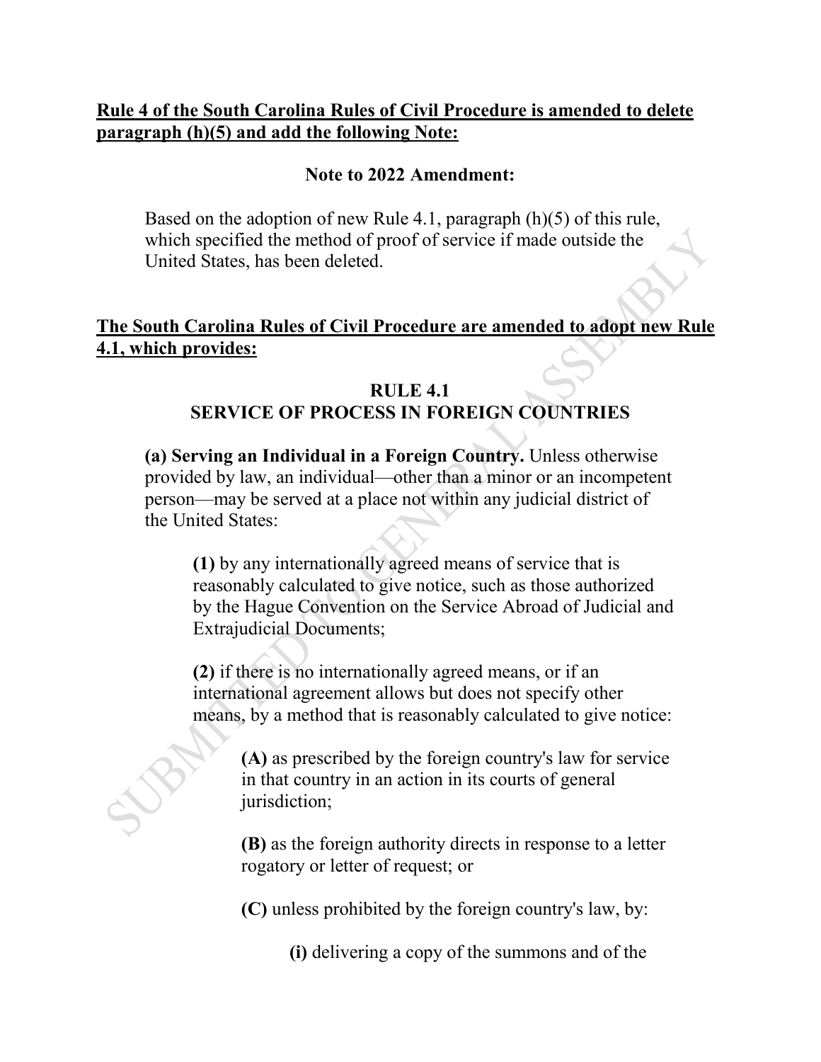**Rule 4 of the South Carolina Rules of Civil Procedure is amended to delete paragraph (h)(5) and add the following Note:**

**Note to 2022 Amendment:**

Based on the adoption of new Rule 4.1, paragraph (h)(5) of this rule, which specified the method of proof of service if made outside the United States, has been deleted.

**The South Carolina Rules of Civil Procedure are amended to adopt new Rule 4.1, which provides:**

**RULE 4.1**
**SERVICE OF PROCESS IN FOREIGN COUNTRIES**

**(a) Serving an Individual in a Foreign Country.** Unless otherwise provided by law, an individual—other than a minor or an incompetent person—may be served at a place not within any judicial district of the United States:

**(1)** by any internationally agreed means of service that is reasonably calculated to give notice, such as those authorized by the Hague Convention on the Service Abroad of Judicial and Extrajudicial Documents;

**(2)** if there is no internationally agreed means, or if an international agreement allows but does not specify other means, by a method that is reasonably calculated to give notice:

**(A)** as prescribed by the foreign country's law for service in that country in an action in its courts of general jurisdiction;

**(B)** as the foreign authority directs in response to a letter rogatory or letter of request; or

**(C)** unless prohibited by the foreign country's law, by:

**(i)** delivering a copy of the summons and of the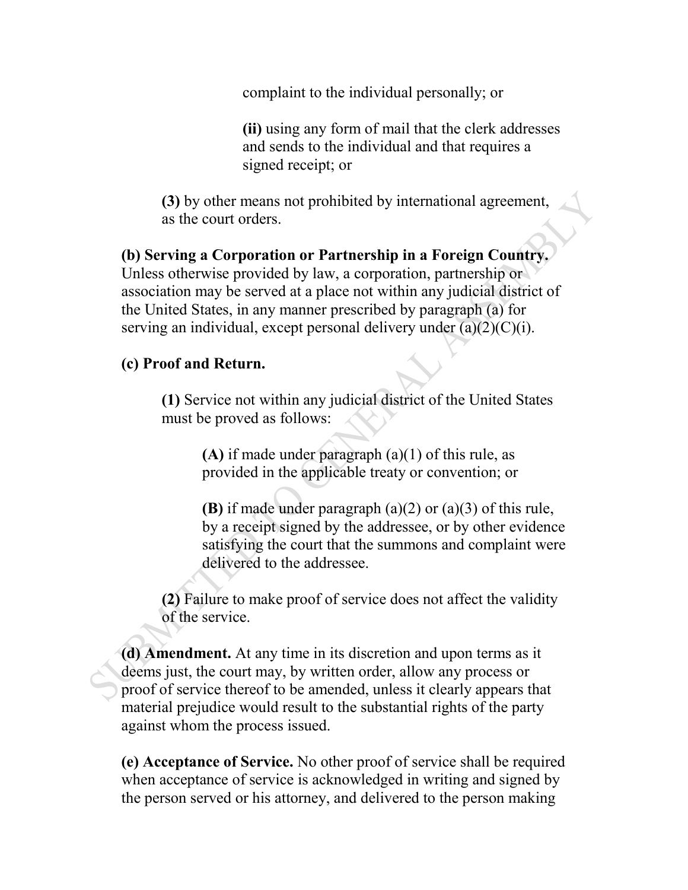complaint to the individual personally; or

**(ii)** using any form of mail that the clerk addresses and sends to the individual and that requires a signed receipt; or

**(3)** by other means not prohibited by international agreement, as the court orders.

**(b) Serving a Corporation or Partnership in a Foreign Country.** Unless otherwise provided by law, a corporation, partnership or association may be served at a place not within any judicial district of the United States, in any manner prescribed by paragraph (a) for serving an individual, except personal delivery under (a)(2)(C)(i).

**(c) Proof and Return.**

**(1)** Service not within any judicial district of the United States must be proved as follows:

**(A)** if made under paragraph (a)(1) of this rule, as provided in the applicable treaty or convention; or

**(B)** if made under paragraph (a)(2) or (a)(3) of this rule, by a receipt signed by the addressee, or by other evidence satisfying the court that the summons and complaint were delivered to the addressee.

**(2)** Failure to make proof of service does not affect the validity of the service.

**(d) Amendment.** At any time in its discretion and upon terms as it deems just, the court may, by written order, allow any process or proof of service thereof to be amended, unless it clearly appears that material prejudice would result to the substantial rights of the party against whom the process issued.

**(e) Acceptance of Service.** No other proof of service shall be required when acceptance of service is acknowledged in writing and signed by the person served or his attorney, and delivered to the person making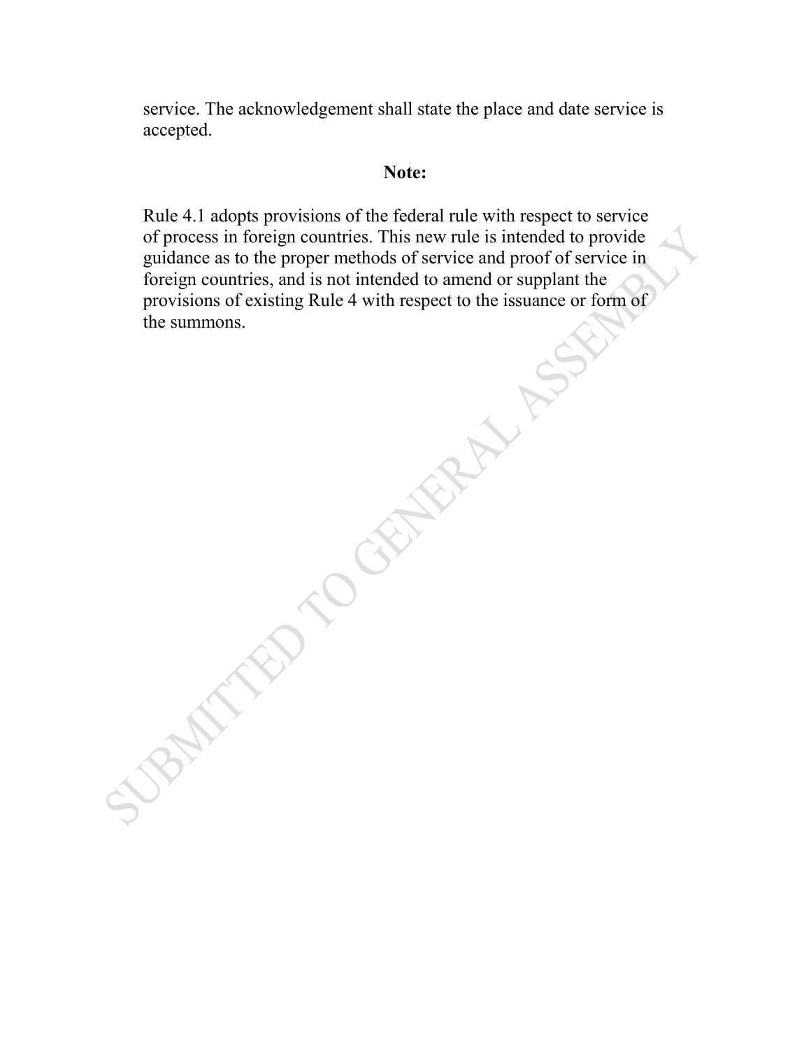service. The acknowledgement shall state the place and date service is accepted.

**Note:**

Rule 4.1 adopts provisions of the federal rule with respect to service of process in foreign countries. This new rule is intended to provide guidance as to the proper methods of service and proof of service in foreign countries, and is not intended to amend or supplant the provisions of existing Rule 4 with respect to the issuance or form of the summons.